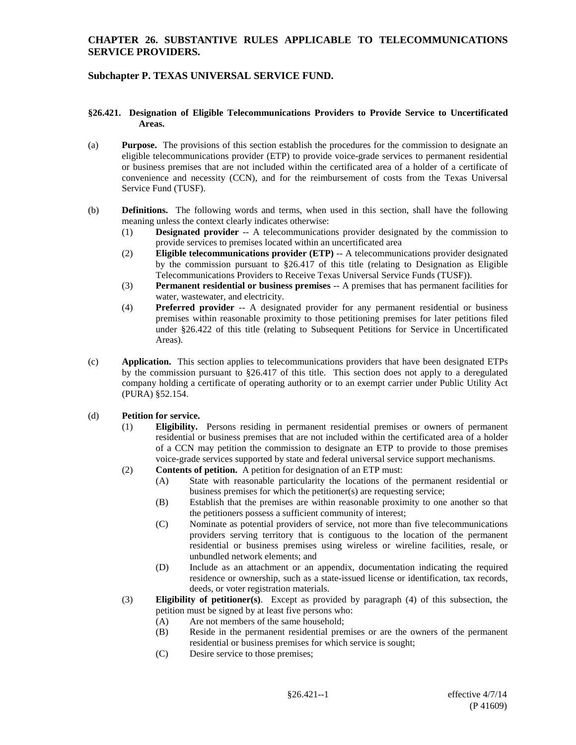# CHAPTER 26. SUBSTANTIVE RULES APPLICABLE TO TELECOMMUNICATIONS SERVICE PROVIDERS.

## Subchapter P. TEXAS UNIVERSAL SERVICE FUND.

### §26.421. Designation of Eligible Telecommunications Providers to Provide Service to Uncertificated Areas.

(a) **Purpose.** The provisions of this section establish the procedures for the commission to designate an eligible telecommunications provider (ETP) to provide voice-grade services to permanent residential or business premises that are not included within the certificated area of a holder of a certificate of convenience and necessity (CCN), and for the reimbursement of costs from the Texas Universal Service Fund (TUSF).

(b) **Definitions.** The following words and terms, when used in this section, shall have the following meaning unless the context clearly indicates otherwise:

- (1) **Designated provider** -- A telecommunications provider designated by the commission to provide services to premises located within an uncertificated area
- (2) **Eligible telecommunications provider (ETP)** -- A telecommunications provider designated by the commission pursuant to §26.417 of this title (relating to Designation as Eligible Telecommunications Providers to Receive Texas Universal Service Funds (TUSF)).
- (3) **Permanent residential or business premises** -- A premises that has permanent facilities for water, wastewater, and electricity.
- (4) **Preferred provider** -- A designated provider for any permanent residential or business premises within reasonable proximity to those petitioning premises for later petitions filed under §26.422 of this title (relating to Subsequent Petitions for Service in Uncertificated Areas).

(c) **Application.** This section applies to telecommunications providers that have been designated ETPs by the commission pursuant to §26.417 of this title. This section does not apply to a deregulated company holding a certificate of operating authority or to an exempt carrier under Public Utility Act (PURA) §52.154.

(d) **Petition for service.**

- (1) **Eligibility.** Persons residing in permanent residential premises or owners of permanent residential or business premises that are not included within the certificated area of a holder of a CCN may petition the commission to designate an ETP to provide to those premises voice-grade services supported by state and federal universal service support mechanisms.
- (2) **Contents of petition.** A petition for designation of an ETP must:
  - (A) State with reasonable particularity the locations of the permanent residential or business premises for which the petitioner(s) are requesting service;
  - (B) Establish that the premises are within reasonable proximity to one another so that the petitioners possess a sufficient community of interest;
  - (C) Nominate as potential providers of service, not more than five telecommunications providers serving territory that is contiguous to the location of the permanent residential or business premises using wireless or wireline facilities, resale, or unbundled network elements; and
  - (D) Include as an attachment or an appendix, documentation indicating the required residence or ownership, such as a state-issued license or identification, tax records, deeds, or voter registration materials.
- (3) **Eligibility of petitioner(s)**. Except as provided by paragraph (4) of this subsection, the petition must be signed by at least five persons who:
  - (A) Are not members of the same household;
  - (B) Reside in the permanent residential premises or are the owners of the permanent residential or business premises for which service is sought;
  - (C) Desire service to those premises;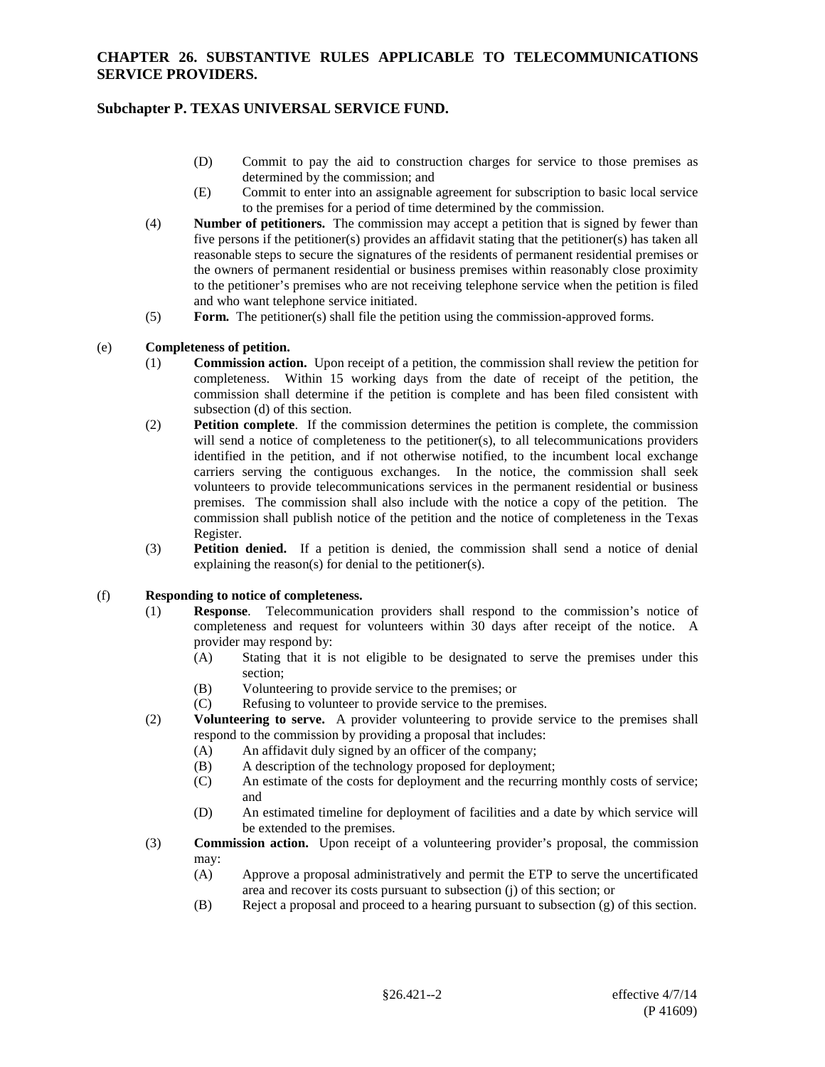(D) Commit to pay the aid to construction charges for service to those premises as determined by the commission; and

(E) Commit to enter into an assignable agreement for subscription to basic local service to the premises for a period of time determined by the commission.

(4) **Number of petitioners.** The commission may accept a petition that is signed by fewer than five persons if the petitioner(s) provides an affidavit stating that the petitioner(s) has taken all reasonable steps to secure the signatures of the residents of permanent residential premises or the owners of permanent residential or business premises within reasonably close proximity to the petitioner's premises who are not receiving telephone service when the petition is filed and who want telephone service initiated.

(5) **Form.** The petitioner(s) shall file the petition using the commission-approved forms.

(e) **Completeness of petition.**

(1) **Commission action.** Upon receipt of a petition, the commission shall review the petition for completeness. Within 15 working days from the date of receipt of the petition, the commission shall determine if the petition is complete and has been filed consistent with subsection (d) of this section.

(2) **Petition complete**. If the commission determines the petition is complete, the commission will send a notice of completeness to the petitioner(s), to all telecommunications providers identified in the petition, and if not otherwise notified, to the incumbent local exchange carriers serving the contiguous exchanges. In the notice, the commission shall seek volunteers to provide telecommunications services in the permanent residential or business premises. The commission shall also include with the notice a copy of the petition. The commission shall publish notice of the petition and the notice of completeness in the Texas Register.

(3) **Petition denied.** If a petition is denied, the commission shall send a notice of denial explaining the reason(s) for denial to the petitioner(s).

(f) **Responding to notice of completeness.**

(1) **Response**. Telecommunication providers shall respond to the commission's notice of completeness and request for volunteers within 30 days after receipt of the notice. A provider may respond by:

(A) Stating that it is not eligible to be designated to serve the premises under this section;

(B) Volunteering to provide service to the premises; or

(C) Refusing to volunteer to provide service to the premises.

(2) **Volunteering to serve.** A provider volunteering to provide service to the premises shall respond to the commission by providing a proposal that includes:

(A) An affidavit duly signed by an officer of the company;

(B) A description of the technology proposed for deployment;

(C) An estimate of the costs for deployment and the recurring monthly costs of service; and

(D) An estimated timeline for deployment of facilities and a date by which service will be extended to the premises.

(3) **Commission action.** Upon receipt of a volunteering provider's proposal, the commission may:

(A) Approve a proposal administratively and permit the ETP to serve the uncertificated area and recover its costs pursuant to subsection (j) of this section; or

(B) Reject a proposal and proceed to a hearing pursuant to subsection (g) of this section.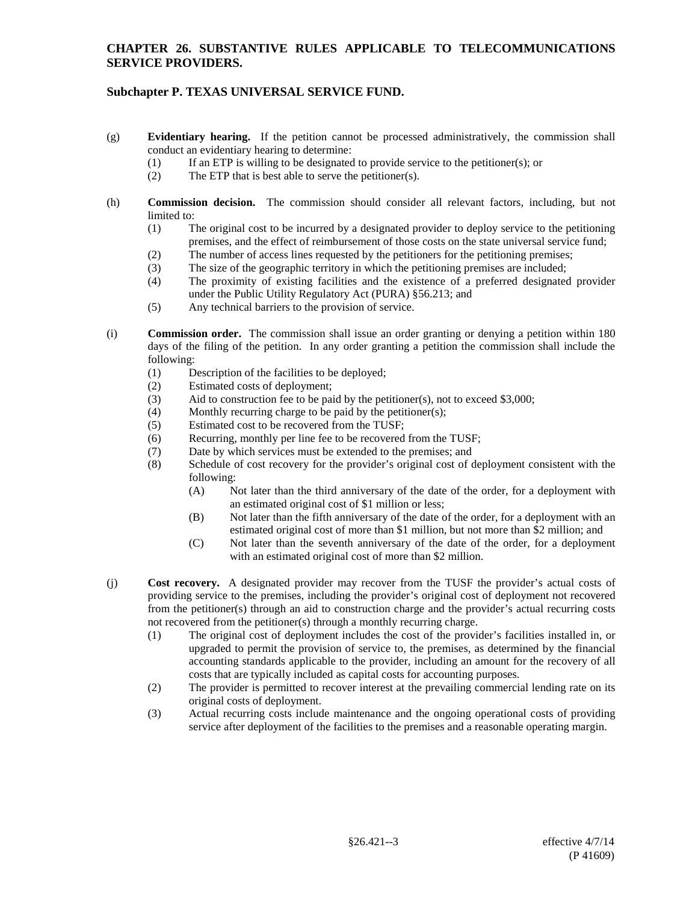(g) **Evidentiary hearing.** If the petition cannot be processed administratively, the commission shall conduct an evidentiary hearing to determine:

- (1) If an ETP is willing to be designated to provide service to the petitioner(s); or
- (2) The ETP that is best able to serve the petitioner(s).

(h) **Commission decision.** The commission should consider all relevant factors, including, but not limited to:

- (1) The original cost to be incurred by a designated provider to deploy service to the petitioning premises, and the effect of reimbursement of those costs on the state universal service fund;
- (2) The number of access lines requested by the petitioners for the petitioning premises;
- (3) The size of the geographic territory in which the petitioning premises are included;
- (4) The proximity of existing facilities and the existence of a preferred designated provider under the Public Utility Regulatory Act (PURA) §56.213; and
- (5) Any technical barriers to the provision of service.

(i) **Commission order.** The commission shall issue an order granting or denying a petition within 180 days of the filing of the petition. In any order granting a petition the commission shall include the following:

- (1) Description of the facilities to be deployed;
- (2) Estimated costs of deployment;
- (3) Aid to construction fee to be paid by the petitioner(s), not to exceed $3,000;
- (4) Monthly recurring charge to be paid by the petitioner(s);
- (5) Estimated cost to be recovered from the TUSF;
- (6) Recurring, monthly per line fee to be recovered from the TUSF;
- (7) Date by which services must be extended to the premises; and
- (8) Schedule of cost recovery for the provider's original cost of deployment consistent with the following:
  - (A) Not later than the third anniversary of the date of the order, for a deployment with an estimated original cost of $1 million or less;
  - (B) Not later than the fifth anniversary of the date of the order, for a deployment with an estimated original cost of more than $1 million, but not more than $2 million; and
  - (C) Not later than the seventh anniversary of the date of the order, for a deployment with an estimated original cost of more than $2 million.

(j) **Cost recovery.** A designated provider may recover from the TUSF the provider's actual costs of providing service to the premises, including the provider's original cost of deployment not recovered from the petitioner(s) through an aid to construction charge and the provider's actual recurring costs not recovered from the petitioner(s) through a monthly recurring charge.

- (1) The original cost of deployment includes the cost of the provider's facilities installed in, or upgraded to permit the provision of service to, the premises, as determined by the financial accounting standards applicable to the provider, including an amount for the recovery of all costs that are typically included as capital costs for accounting purposes.
- (2) The provider is permitted to recover interest at the prevailing commercial lending rate on its original costs of deployment.
- (3) Actual recurring costs include maintenance and the ongoing operational costs of providing service after deployment of the facilities to the premises and a reasonable operating margin.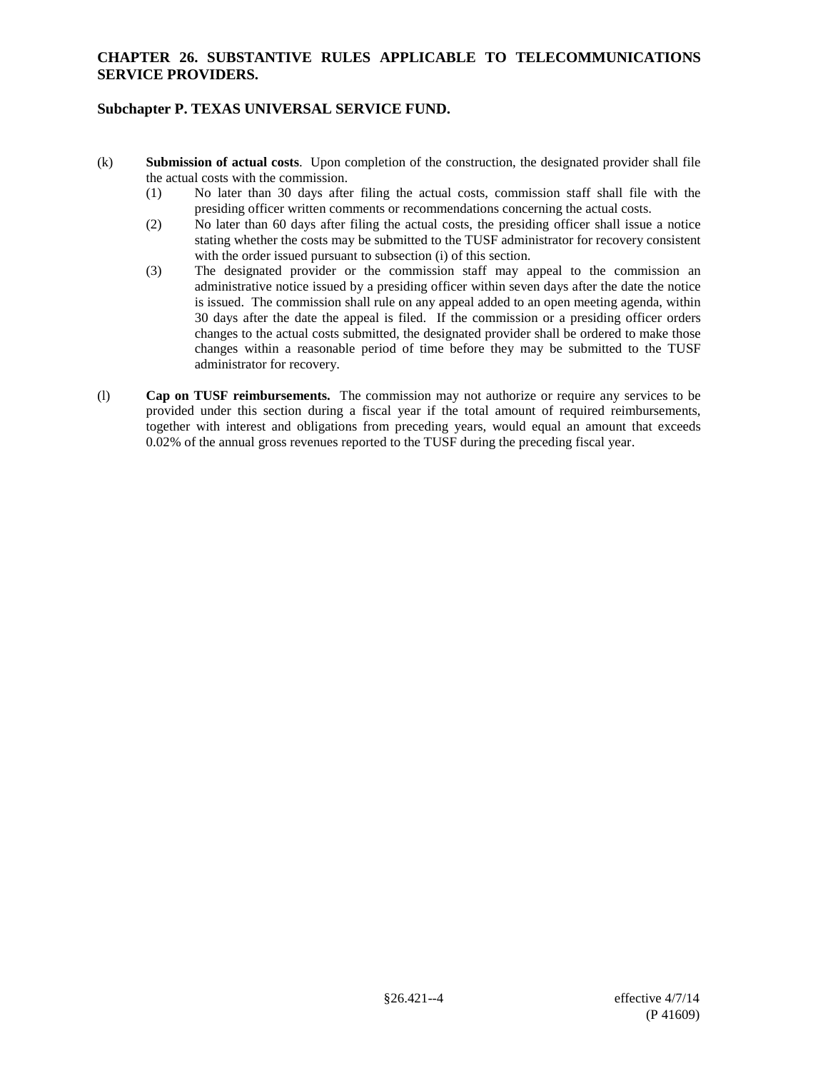(k) **Submission of actual costs**. Upon completion of the construction, the designated provider shall file the actual costs with the commission.

(1) No later than 30 days after filing the actual costs, commission staff shall file with the presiding officer written comments or recommendations concerning the actual costs.

(2) No later than 60 days after filing the actual costs, the presiding officer shall issue a notice stating whether the costs may be submitted to the TUSF administrator for recovery consistent with the order issued pursuant to subsection (i) of this section.

(3) The designated provider or the commission staff may appeal to the commission an administrative notice issued by a presiding officer within seven days after the date the notice is issued. The commission shall rule on any appeal added to an open meeting agenda, within 30 days after the date the appeal is filed. If the commission or a presiding officer orders changes to the actual costs submitted, the designated provider shall be ordered to make those changes within a reasonable period of time before they may be submitted to the TUSF administrator for recovery.

(l) **Cap on TUSF reimbursements.** The commission may not authorize or require any services to be provided under this section during a fiscal year if the total amount of required reimbursements, together with interest and obligations from preceding years, would equal an amount that exceeds 0.02% of the annual gross revenues reported to the TUSF during the preceding fiscal year.